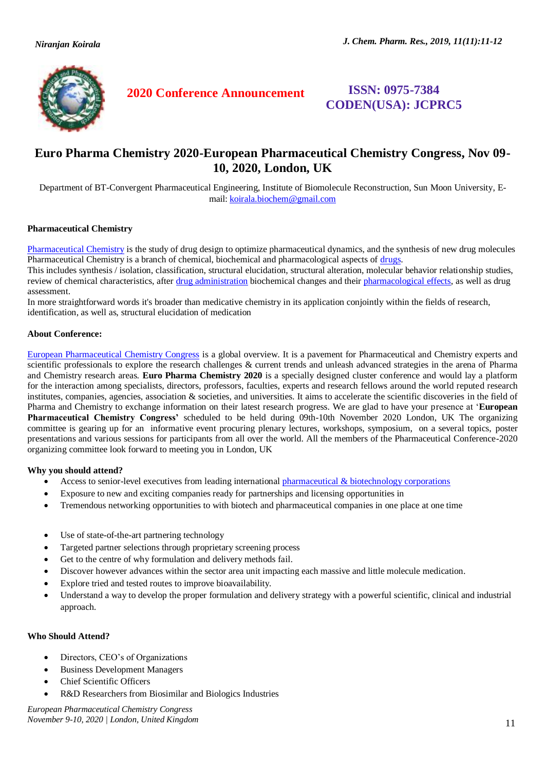2020 Conference Announcement

ISSN: 0975-7384
CODEN(USA): JCPRC5

# Euro Pharma Chemistry 2020-European Pharmaceutical Chemistry Congress, Nov 09-10, 2020, London, UK

Department of BT-Convergent Pharmaceutical Engineering, Institute of Biomolecule Reconstruction, Sun Moon University, E-mail: koirala.biochem@gmail.com

### Pharmaceutical Chemistry

Pharmaceutical Chemistry is the study of drug design to optimize pharmaceutical dynamics, and the synthesis of new drug molecules Pharmaceutical Chemistry is a branch of chemical, biochemical and pharmacological aspects of drugs.
This includes synthesis / isolation, classification, structural elucidation, structural alteration, molecular behavior relationship studies, review of chemical characteristics, after drug administration biochemical changes and their pharmacological effects, as well as drug assessment.
In more straightforward words it's broader than medicative chemistry in its application conjointly within the fields of research, identification, as well as, structural elucidation of medication

### About Conference:

European Pharmaceutical Chemistry Congress is a global overview. It is a pavement for Pharmaceutical and Chemistry experts and scientific professionals to explore the research challenges & current trends and unleash advanced strategies in the arena of Pharma and Chemistry research areas. **Euro Pharma Chemistry 2020** is a specially designed cluster conference and would lay a platform for the interaction among specialists, directors, professors, faculties, experts and research fellows around the world reputed research institutes, companies, agencies, association & societies, and universities. It aims to accelerate the scientific discoveries in the field of Pharma and Chemistry to exchange information on their latest research progress. We are glad to have your presence at '**European Pharmaceutical Chemistry Congress'** scheduled to be held during 09th-10th November 2020 London, UK The organizing committee is gearing up for an informative event procuring plenary lectures, workshops, symposium, on a several topics, poster presentations and various sessions for participants from all over the world. All the members of the Pharmaceutical Conference-2020 organizing committee look forward to meeting you in London, UK

### Why you should attend?

- Access to senior-level executives from leading international pharmaceutical & biotechnology corporations
- Exposure to new and exciting companies ready for partnerships and licensing opportunities in
- Tremendous networking opportunities to with biotech and pharmaceutical companies in one place at one time

- Use of state-of-the-art partnering technology
- Targeted partner selections through proprietary screening process
- Get to the centre of why formulation and delivery methods fail.
- Discover however advances within the sector area unit impacting each massive and little molecule medication.
- Explore tried and tested routes to improve bioavailability.
- Understand a way to develop the proper formulation and delivery strategy with a powerful scientific, clinical and industrial approach.

### Who Should Attend?

- Directors, CEO's of Organizations
- Business Development Managers
- Chief Scientific Officers
- R&D Researchers from Biosimilar and Biologics Industries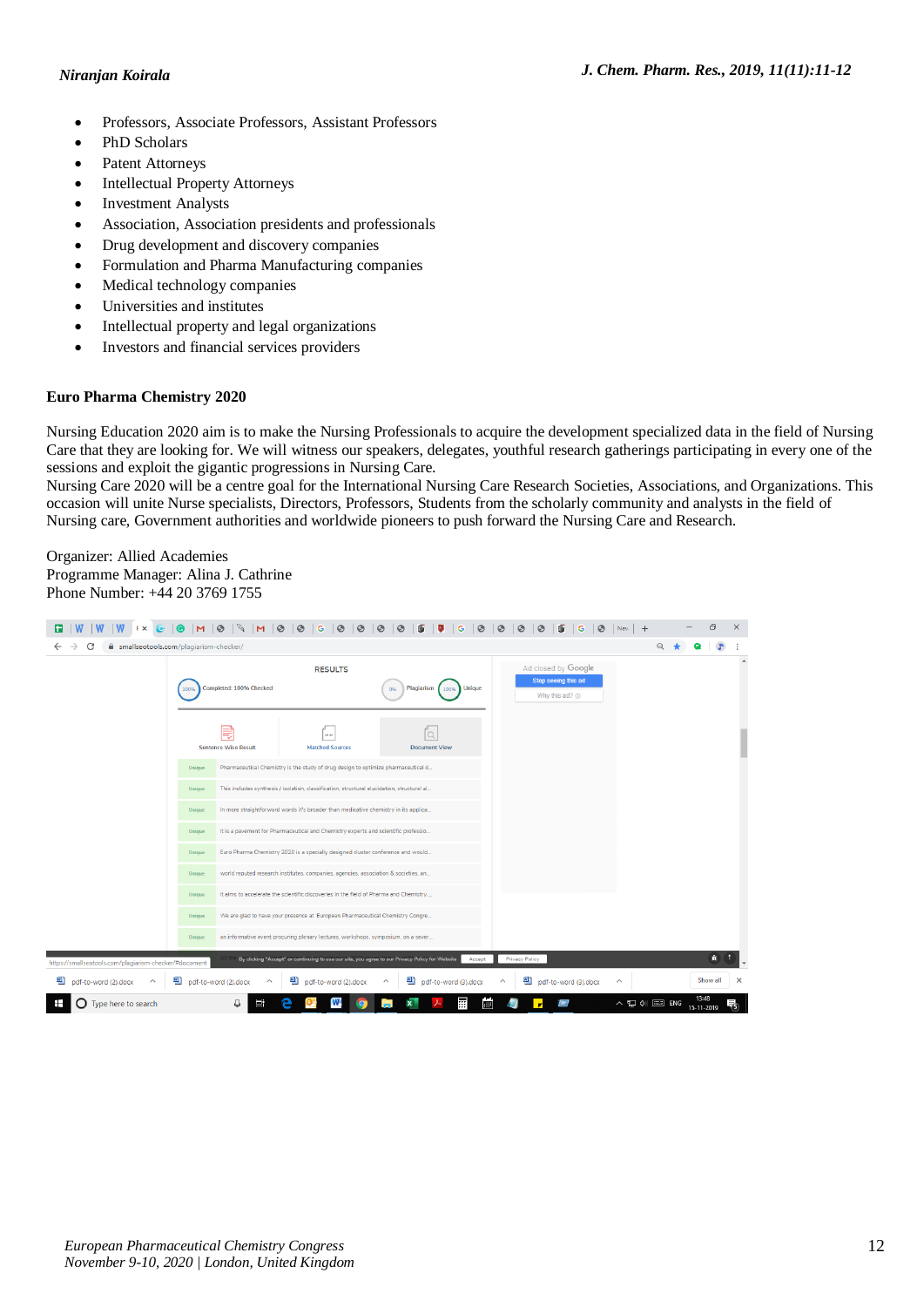- Professors, Associate Professors, Assistant Professors
- PhD Scholars
- Patent Attorneys
- Intellectual Property Attorneys
- Investment Analysts
- Association, Association presidents and professionals
- Drug development and discovery companies
- Formulation and Pharma Manufacturing companies
- Medical technology companies
- Universities and institutes
- Intellectual property and legal organizations
- Investors and financial services providers

**Euro Pharma Chemistry 2020**

Nursing Education 2020 aim is to make the Nursing Professionals to acquire the development specialized data in the field of Nursing Care that they are looking for. We will witness our speakers, delegates, youthful research gatherings participating in every one of the sessions and exploit the gigantic progressions in Nursing Care.
Nursing Care 2020 will be a centre goal for the International Nursing Care Research Societies, Associations, and Organizations. This occasion will unite Nurse specialists, Directors, Professors, Students from the scholarly community and analysts in the field of Nursing care, Government authorities and worldwide pioneers to push forward the Nursing Care and Research.

Organizer: Allied Academies
Programme Manager: Alina J. Cathrine
Phone Number: +44 20 3769 1755